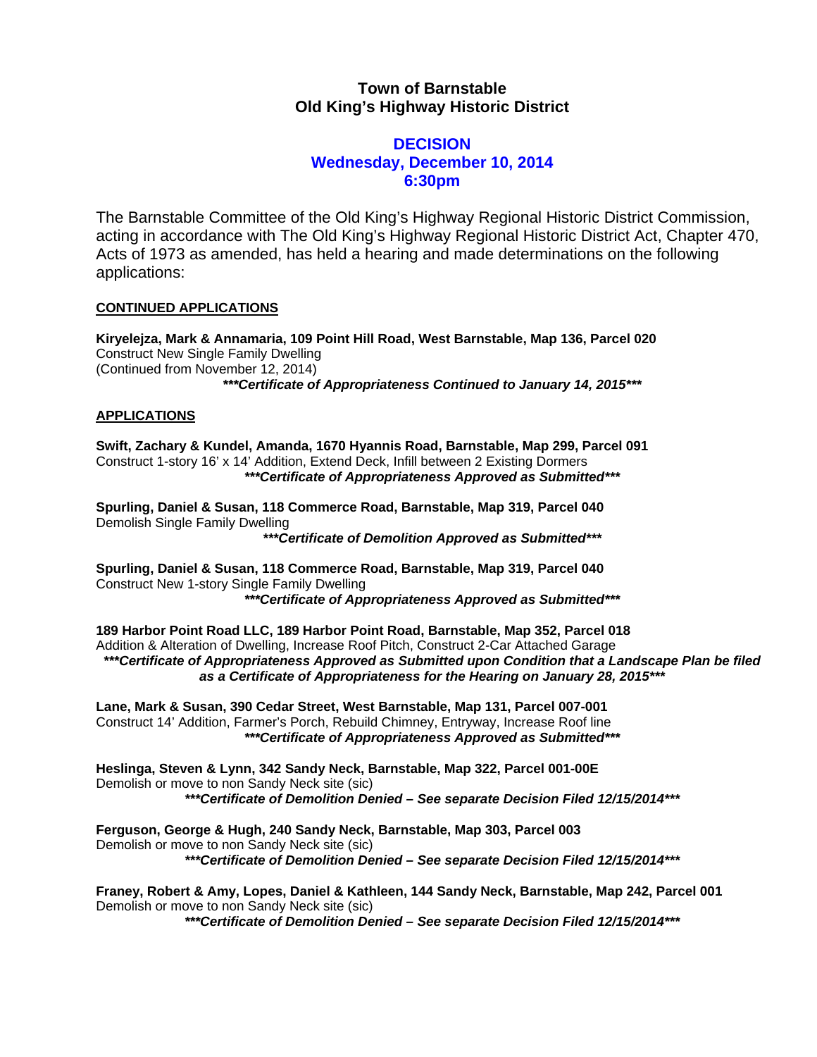# Town of Barnstable
## Old King's Highway Historic District

## DECISION
### Wednesday, December 10, 2014
### 6:30pm

The Barnstable Committee of the Old King's Highway Regional Historic District Commission, acting in accordance with The Old King's Highway Regional Historic District Act, Chapter 470, Acts of 1973 as amended, has held a hearing and made determinations on the following applications:

**CONTINUED APPLICATIONS**

**Kiryelejza, Mark & Annamaria, 109 Point Hill Road, West Barnstable, Map 136, Parcel 020**
Construct New Single Family Dwelling
(Continued from November 12, 2014)
***\*\*\*Certificate of Appropriateness Continued to January 14, 2015\*\*\****

**APPLICATIONS**

**Swift, Zachary & Kundel, Amanda, 1670 Hyannis Road, Barnstable, Map 299, Parcel 091**
Construct 1-story 16' x 14' Addition, Extend Deck, Infill between 2 Existing Dormers
***\*\*\*Certificate of Appropriateness Approved as Submitted\*\*\****

**Spurling, Daniel & Susan, 118 Commerce Road, Barnstable, Map 319, Parcel 040**
Demolish Single Family Dwelling
***\*\*\*Certificate of Demolition Approved as Submitted\*\*\****

**Spurling, Daniel & Susan, 118 Commerce Road, Barnstable, Map 319, Parcel 040**
Construct New 1-story Single Family Dwelling
***\*\*\*Certificate of Appropriateness Approved as Submitted\*\*\****

**189 Harbor Point Road LLC, 189 Harbor Point Road, Barnstable, Map 352, Parcel 018**
Addition & Alteration of Dwelling, Increase Roof Pitch, Construct 2-Car Attached Garage
***\*\*\*Certificate of Appropriateness Approved as Submitted upon Condition that a Landscape Plan be filed as a Certificate of Appropriateness for the Hearing on January 28, 2015\*\*\****

**Lane, Mark & Susan, 390 Cedar Street, West Barnstable, Map 131, Parcel 007-001**
Construct 14' Addition, Farmer's Porch, Rebuild Chimney, Entryway, Increase Roof line
***\*\*\*Certificate of Appropriateness Approved as Submitted\*\*\****

**Heslinga, Steven & Lynn, 342 Sandy Neck, Barnstable, Map 322, Parcel 001-00E**
Demolish or move to non Sandy Neck site (sic)
***\*\*\*Certificate of Demolition Denied – See separate Decision Filed 12/15/2014\*\*\****

**Ferguson, George & Hugh, 240 Sandy Neck, Barnstable, Map 303, Parcel 003**
Demolish or move to non Sandy Neck site (sic)
***\*\*\*Certificate of Demolition Denied – See separate Decision Filed 12/15/2014\*\*\****

**Franey, Robert & Amy, Lopes, Daniel & Kathleen, 144 Sandy Neck, Barnstable, Map 242, Parcel 001**
Demolish or move to non Sandy Neck site (sic)
***\*\*\*Certificate of Demolition Denied – See separate Decision Filed 12/15/2014\*\*\****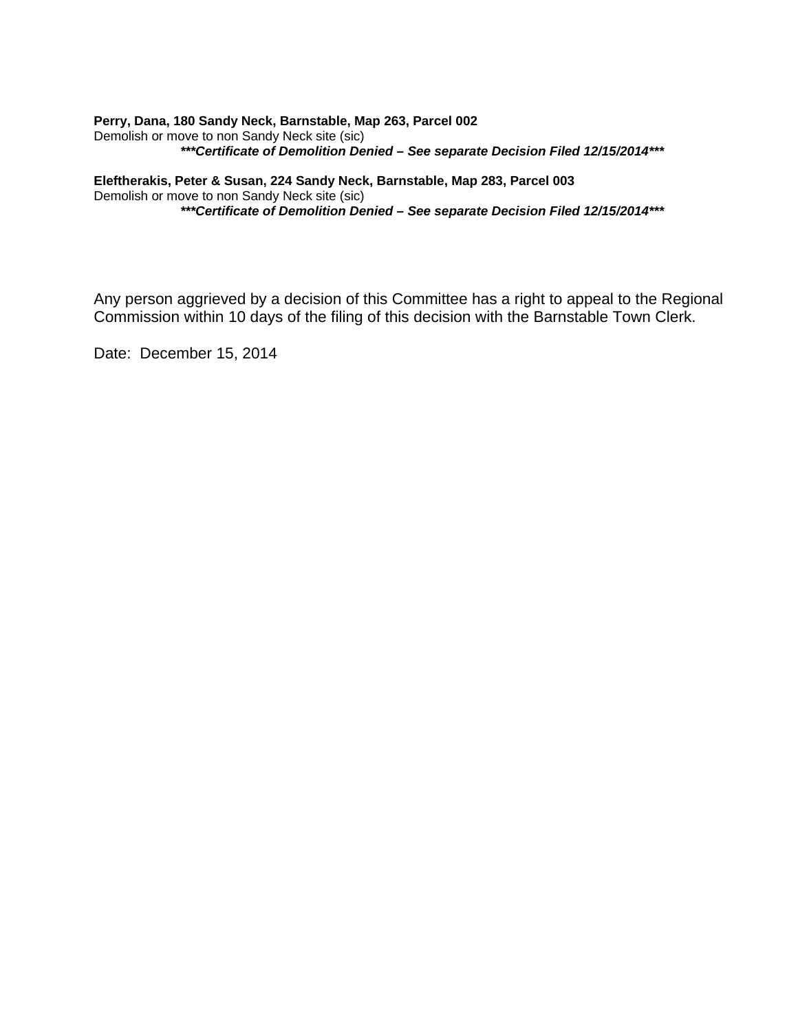**Perry, Dana, 180 Sandy Neck, Barnstable, Map 263, Parcel 002**
Demolish or move to non Sandy Neck site (sic)

***\*\*\*Certificate of Demolition Denied – See separate Decision Filed 12/15/2014\*\*\****

**Eleftherakis, Peter & Susan, 224 Sandy Neck, Barnstable, Map 283, Parcel 003**
Demolish or move to non Sandy Neck site (sic)

***\*\*\*Certificate of Demolition Denied – See separate Decision Filed 12/15/2014\*\*\****

Any person aggrieved by a decision of this Committee has a right to appeal to the Regional Commission within 10 days of the filing of this decision with the Barnstable Town Clerk.

Date: December 15, 2014